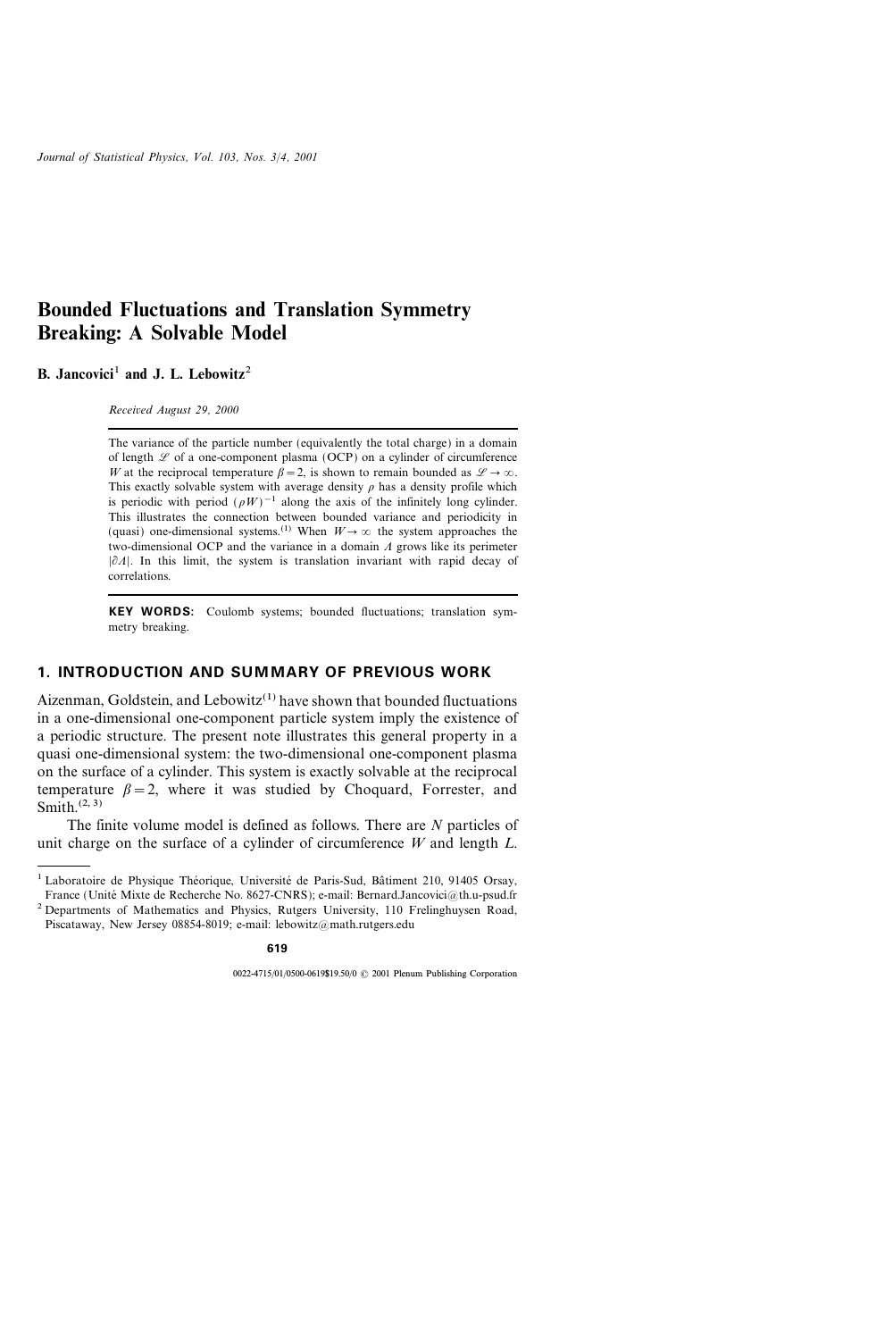# Bounded Fluctuations and Translation Symmetry Breaking: A Solvable Model

**B. Jancovici**[1] **and J. L. Lebowitz**[2]

*Received August 29, 2000*

The variance of the particle number (equivalently the total charge) in a domain of length $\mathscr{L}$ of a one-component plasma (OCP) on a cylinder of circumference $W$ at the reciprocal temperature $\beta = 2$, is shown to remain bounded as $\mathscr{L} \to \infty$. This exactly solvable system with average density $\rho$ has a density profile which is periodic with period $(\rho W)^{-1}$ along the axis of the infinitely long cylinder. This illustrates the connection between bounded variance and periodicity in (quasi) one-dimensional systems.[1] When $W \to \infty$ the system approaches the two-dimensional OCP and the variance in a domain $\Lambda$ grows like its perimeter $|\partial\Lambda|$. In this limit, the system is translation invariant with rapid decay of correlations.

**KEY WORDS:** Coulomb systems; bounded fluctuations; translation symmetry breaking.

## 1. INTRODUCTION AND SUMMARY OF PREVIOUS WORK

Aizenman, Goldstein, and Lebowitz[1] have shown that bounded fluctuations in a one-dimensional one-component particle system imply the existence of a periodic structure. The present note illustrates this general property in a quasi one-dimensional system: the two-dimensional one-component plasma on the surface of a cylinder. This system is exactly solvable at the reciprocal temperature $\beta = 2$, where it was studied by Choquard, Forrester, and Smith.[2,3]

The finite volume model is defined as follows. There are $N$ particles of unit charge on the surface of a cylinder of circumference $W$ and length $L$.

---

[1] Laboratoire de Physique Théorique, Université de Paris-Sud, Bâtiment 210, 91405 Orsay, France (Unité Mixte de Recherche No. 8627-CNRS); e-mail: Bernard.Jancovici@th.u-psud.fr

[2] Departments of Mathematics and Physics, Rutgers University, 110 Frelinghuysen Road, Piscataway, New Jersey 08854-8019; e-mail: lebowitz@math.rutgers.edu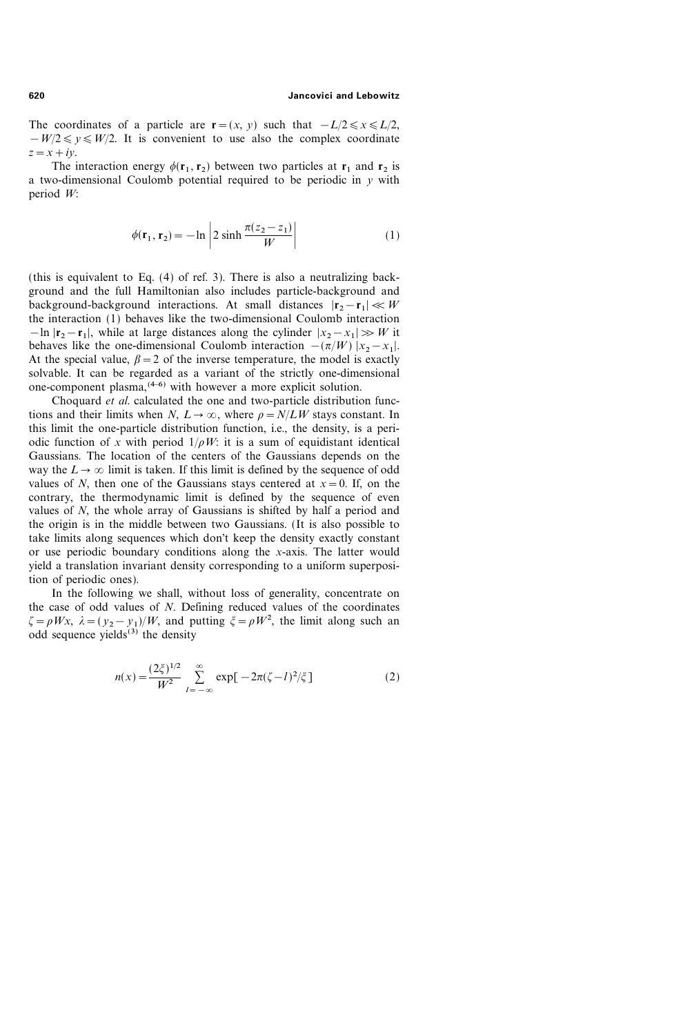The coordinates of a particle are $\mathbf{r} = (x, y)$ such that $-L/2 \leqslant x \leqslant L/2$, $-W/2 \leqslant y \leqslant W/2$. It is convenient to use also the complex coordinate $z = x + iy$.

The interaction energy $\phi(\mathbf{r}_1, \mathbf{r}_2)$ between two particles at $\mathbf{r}_1$ and $\mathbf{r}_2$ is a two-dimensional Coulomb potential required to be periodic in $y$ with period $W$:

$$\phi(\mathbf{r}_1, \mathbf{r}_2) = -\ln \left| 2 \sinh \frac{\pi(z_2 - z_1)}{W} \right| \tag{1}$$

(this is equivalent to Eq. (4) of ref. 3). There is also a neutralizing background and the full Hamiltonian also includes particle-background and background-background interactions. At small distances $|\mathbf{r}_2 - \mathbf{r}_1| \ll W$ the interaction (1) behaves like the two-dimensional Coulomb interaction $-\ln |\mathbf{r}_2 - \mathbf{r}_1|$, while at large distances along the cylinder $|x_2 - x_1| \gg W$ it behaves like the one-dimensional Coulomb interaction $-(\pi/W)\,|x_2 - x_1|$. At the special value, $\beta = 2$ of the inverse temperature, the model is exactly solvable. It can be regarded as a variant of the strictly one-dimensional one-component plasma,[4–6] with however a more explicit solution.

Choquard *et al.* calculated the one and two-particle distribution functions and their limits when $N, L \to \infty$, where $\rho = N/LW$ stays constant. In this limit the one-particle distribution function, i.e., the density, is a periodic function of $x$ with period $1/\rho W$: it is a sum of equidistant identical Gaussians. The location of the centers of the Gaussians depends on the way the $L \to \infty$ limit is taken. If this limit is defined by the sequence of odd values of $N$, then one of the Gaussians stays centered at $x = 0$. If, on the contrary, the thermodynamic limit is defined by the sequence of even values of $N$, the whole array of Gaussians is shifted by half a period and the origin is in the middle between two Gaussians. (It is also possible to take limits along sequences which don't keep the density exactly constant or use periodic boundary conditions along the $x$-axis. The latter would yield a translation invariant density corresponding to a uniform superposition of periodic ones).

In the following we shall, without loss of generality, concentrate on the case of odd values of $N$. Defining reduced values of the coordinates $\zeta = \rho W x$, $\lambda = (y_2 - y_1)/W$, and putting $\xi = \rho W^2$, the limit along such an odd sequence yields[3] the density

$$n(x) = \frac{(2\xi)^{1/2}}{W^2} \sum_{l=-\infty}^{\infty} \exp[-2\pi(\zeta - l)^2/\xi] \tag{2}$$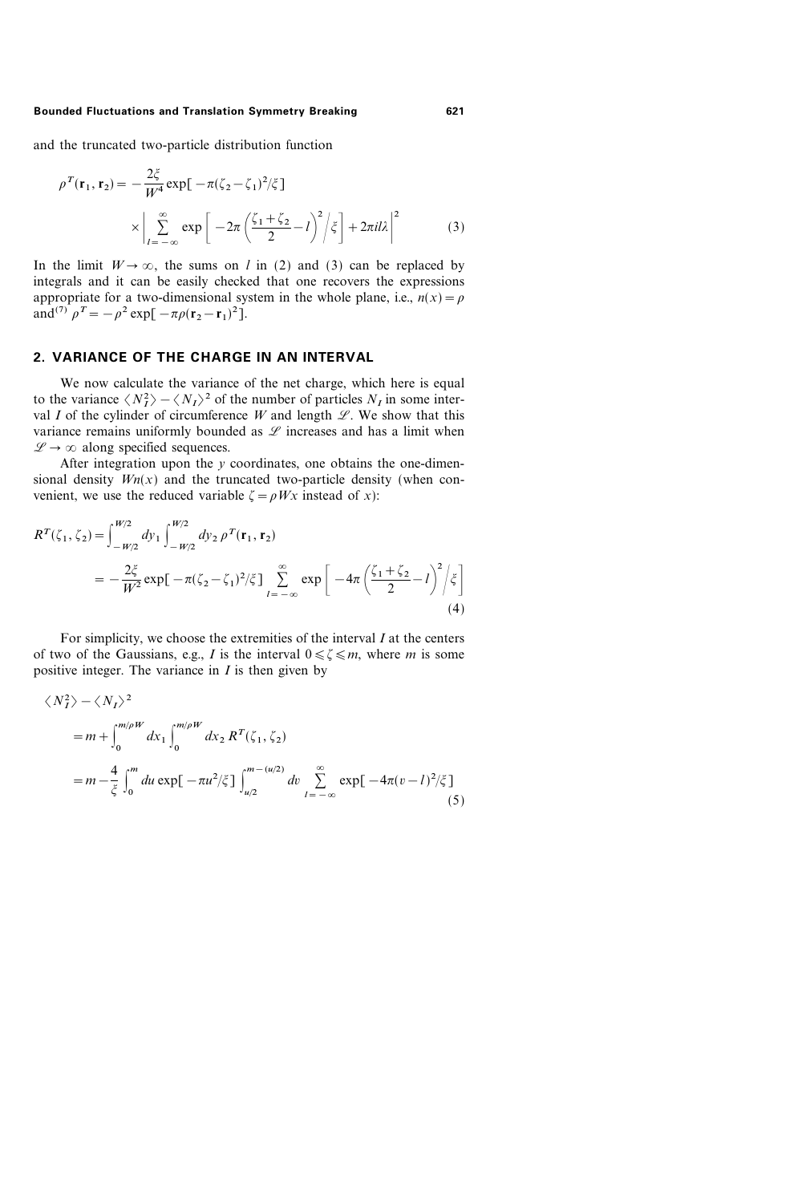and the truncated two-particle distribution function

$$\rho^T(\mathbf{r}_1, \mathbf{r}_2) = -\frac{2\xi}{W^4} \exp[-\pi(\zeta_2 - \zeta_1)^2/\xi] \times \left| \sum_{l=-\infty}^{\infty} \exp\left[ -2\pi \left( \frac{\zeta_1 + \zeta_2}{2} - l \right)^2 \Big/ \xi \right] + 2\pi i l \lambda \right|^2 \tag{3}$$

In the limit $W \to \infty$, the sums on $l$ in (2) and (3) can be replaced by integrals and it can be easily checked that one recovers the expressions appropriate for a two-dimensional system in the whole plane, i.e., $n(x) = \rho$ and[7] $\rho^T = -\rho^2 \exp[-\pi\rho(\mathbf{r}_2 - \mathbf{r}_1)^2]$.

## 2. VARIANCE OF THE CHARGE IN AN INTERVAL

We now calculate the variance of the net charge, which here is equal to the variance $\langle N_I^2 \rangle - \langle N_I \rangle^2$ of the number of particles $N_I$ in some interval $I$ of the cylinder of circumference $W$ and length $\mathscr{L}$. We show that this variance remains uniformly bounded as $\mathscr{L}$ increases and has a limit when $\mathscr{L} \to \infty$ along specified sequences.

After integration upon the $y$ coordinates, one obtains the one-dimensional density $Wn(x)$ and the truncated two-particle density (when convenient, we use the reduced variable $\zeta = \rho W x$ instead of $x$):

$$\begin{aligned} R^T(\zeta_1, \zeta_2) &= \int_{-W/2}^{W/2} dy_1 \int_{-W/2}^{W/2} dy_2 \, \rho^T(\mathbf{r}_1, \mathbf{r}_2) \\ &= -\frac{2\xi}{W^2} \exp[-\pi(\zeta_2 - \zeta_1)^2/\xi] \sum_{l=-\infty}^{\infty} \exp\left[ -4\pi \left( \frac{\zeta_1 + \zeta_2}{2} - l \right)^2 \Big/ \xi \right] \end{aligned} \tag{4}$$

For simplicity, we choose the extremities of the interval $I$ at the centers of two of the Gaussians, e.g., $I$ is the interval $0 \leqslant \zeta \leqslant m$, where $m$ is some positive integer. The variance in $I$ is then given by

$$\begin{aligned} &\langle N_I^2 \rangle - \langle N_I \rangle^2 \\ &\quad = m + \int_0^{m/\rho W} dx_1 \int_0^{m/\rho W} dx_2 \, R^T(\zeta_1, \zeta_2) \\ &\quad = m - \frac{4}{\xi} \int_0^m du \exp[-\pi u^2/\xi] \int_{u/2}^{m-(u/2)} dv \sum_{l=-\infty}^{\infty} \exp[-4\pi(v - l)^2/\xi] \end{aligned} \tag{5}$$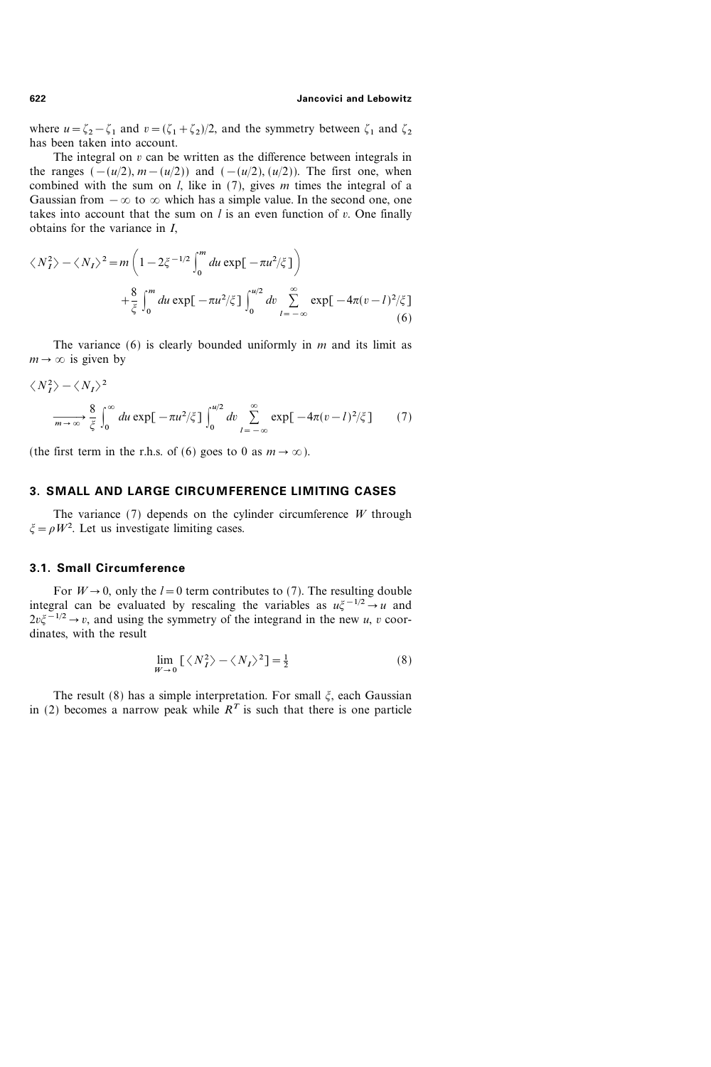where $u = \zeta_2 - \zeta_1$ and $v = (\zeta_1 + \zeta_2)/2$, and the symmetry between $\zeta_1$ and $\zeta_2$ has been taken into account.

The integral on $v$ can be written as the difference between integrals in the ranges $(-(u/2), m-(u/2))$ and $(-(u/2), (u/2))$. The first one, when combined with the sum on $l$, like in (7), gives $m$ times the integral of a Gaussian from $-\infty$ to $\infty$ which has a simple value. In the second one, one takes into account that the sum on $l$ is an even function of $v$. One finally obtains for the variance in $I$,

$$\langle N_I^2 \rangle - \langle N_I \rangle^2 = m \left( 1 - 2\xi^{-1/2} \int_0^m du \exp[-\pi u^2/\xi] \right) + \frac{8}{\xi} \int_0^m du \exp[-\pi u^2/\xi] \int_0^{u/2} dv \sum_{l=-\infty}^{\infty} \exp[-4\pi(v-l)^2/\xi] \tag{6}$$

The variance (6) is clearly bounded uniformly in $m$ and its limit as $m \to \infty$ is given by

$$\langle N_I^2 \rangle - \langle N_I \rangle^2 \xrightarrow[m \to \infty]{} \frac{8}{\xi} \int_0^\infty du \exp[-\pi u^2/\xi] \int_0^{u/2} dv \sum_{l=-\infty}^{\infty} \exp[-4\pi(v-l)^2/\xi] \tag{7}$$

(the first term in the r.h.s. of (6) goes to 0 as $m \to \infty$).

## 3. SMALL AND LARGE CIRCUMFERENCE LIMITING CASES

The variance (7) depends on the cylinder circumference $W$ through $\xi = \rho W^2$. Let us investigate limiting cases.

### 3.1. Small Circumference

For $W \to 0$, only the $l = 0$ term contributes to (7). The resulting double integral can be evaluated by rescaling the variables as $u\xi^{-1/2} \to u$ and $2v\xi^{-1/2} \to v$, and using the symmetry of the integrand in the new $u$, $v$ coordinates, with the result

$$\lim_{W \to 0} [\langle N_I^2 \rangle - \langle N_I \rangle^2] = \tfrac{1}{2} \tag{8}$$

The result (8) has a simple interpretation. For small $\xi$, each Gaussian in (2) becomes a narrow peak while $R^T$ is such that there is one particle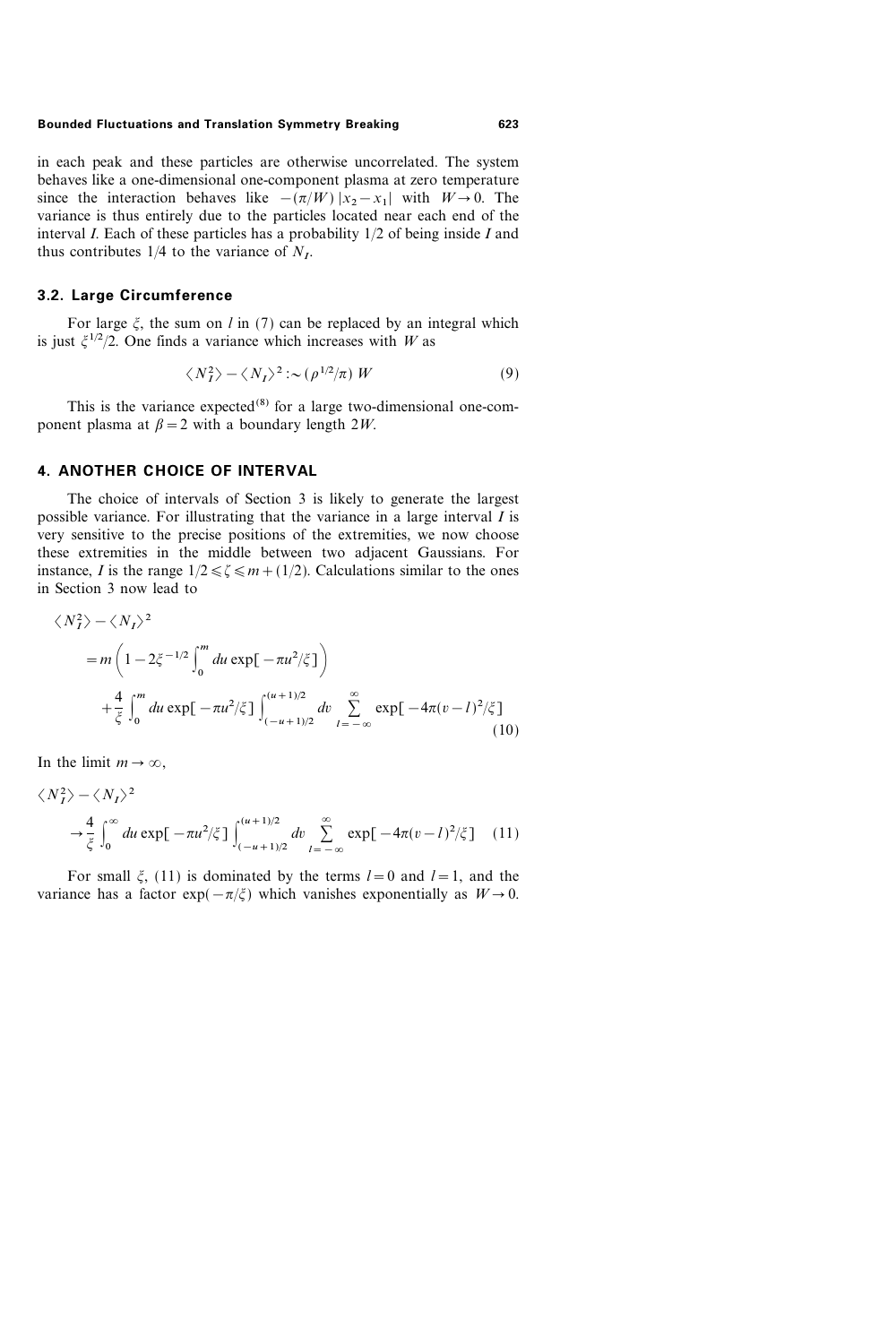in each peak and these particles are otherwise uncorrelated. The system behaves like a one-dimensional one-component plasma at zero temperature since the interaction behaves like $-(\pi/W)\,|x_2 - x_1|$ with $W \to 0$. The variance is thus entirely due to the particles located near each end of the interval $I$. Each of these particles has a probability 1/2 of being inside $I$ and thus contributes 1/4 to the variance of $N_I$.

### 3.2. Large Circumference

For large $\xi$, the sum on $l$ in (7) can be replaced by an integral which is just $\xi^{1/2}/2$. One finds a variance which increases with $W$ as

$$\langle N_I^2 \rangle - \langle N_I \rangle^2 :\sim (\rho^{1/2}/\pi)\, W \tag{9}$$

This is the variance expected[8] for a large two-dimensional one-component plasma at $\beta = 2$ with a boundary length $2W$.

## 4. ANOTHER CHOICE OF INTERVAL

The choice of intervals of Section 3 is likely to generate the largest possible variance. For illustrating that the variance in a large interval $I$ is very sensitive to the precise positions of the extremities, we now choose these extremities in the middle between two adjacent Gaussians. For instance, $I$ is the range $1/2 \leqslant \zeta \leqslant m + (1/2)$. Calculations similar to the ones in Section 3 now lead to

$$\begin{aligned}
&\langle N_I^2 \rangle - \langle N_I \rangle^2 \\
&\quad = m \left( 1 - 2\xi^{-1/2} \int_0^m du \exp[-\pi u^2/\xi] \right) \\
&\qquad + \frac{4}{\xi} \int_0^m du \exp[-\pi u^2/\xi] \int_{(-u+1)/2}^{(u+1)/2} dv \sum_{l=-\infty}^{\infty} \exp[-4\pi(v-l)^2/\xi]
\end{aligned} \tag{10}$$

In the limit $m \to \infty$,

$$\begin{aligned}
&\langle N_I^2 \rangle - \langle N_I \rangle^2 \\
&\quad \to \frac{4}{\xi} \int_0^\infty du \exp[-\pi u^2/\xi] \int_{(-u+1)/2}^{(u+1)/2} dv \sum_{l=-\infty}^{\infty} \exp[-4\pi(v-l)^2/\xi]
\end{aligned} \tag{11}$$

For small $\xi$, (11) is dominated by the terms $l = 0$ and $l = 1$, and the variance has a factor $\exp(-\pi/\xi)$ which vanishes exponentially as $W \to 0$.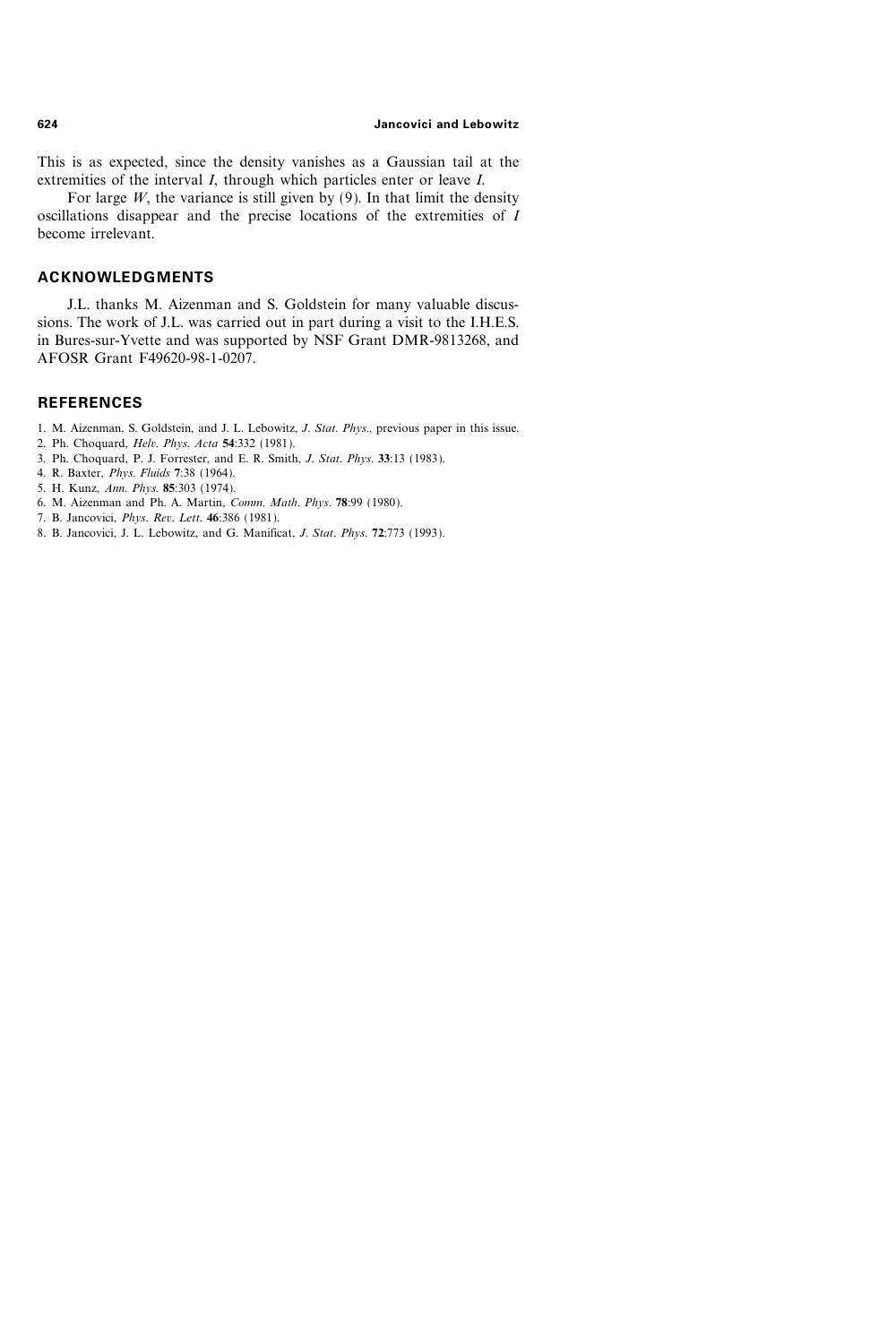This is as expected, since the density vanishes as a Gaussian tail at the extremities of the interval $I$, through which particles enter or leave $I$.

For large $W$, the variance is still given by (9). In that limit the density oscillations disappear and the precise locations of the extremities of $I$ become irrelevant.

## ACKNOWLEDGMENTS

J.L. thanks M. Aizenman and S. Goldstein for many valuable discussions. The work of J.L. was carried out in part during a visit to the I.H.E.S. in Bures-sur-Yvette and was supported by NSF Grant DMR-9813268, and AFOSR Grant F49620-98-1-0207.

## REFERENCES

1. M. Aizenman, S. Goldstein, and J. L. Lebowitz, *J. Stat. Phys.*, previous paper in this issue.
2. Ph. Choquard, *Helv. Phys. Acta* **54**:332 (1981).
3. Ph. Choquard, P. J. Forrester, and E. R. Smith, *J. Stat. Phys.* **33**:13 (1983).
4. R. Baxter, *Phys. Fluids* **7**:38 (1964).
5. H. Kunz, *Ann. Phys.* **85**:303 (1974).
6. M. Aizenman and Ph. A. Martin, *Comm. Math. Phys.* **78**:99 (1980).
7. B. Jancovici, *Phys. Rev. Lett.* **46**:386 (1981).
8. B. Jancovici, J. L. Lebowitz, and G. Manificat, *J. Stat. Phys.* **72**:773 (1993).